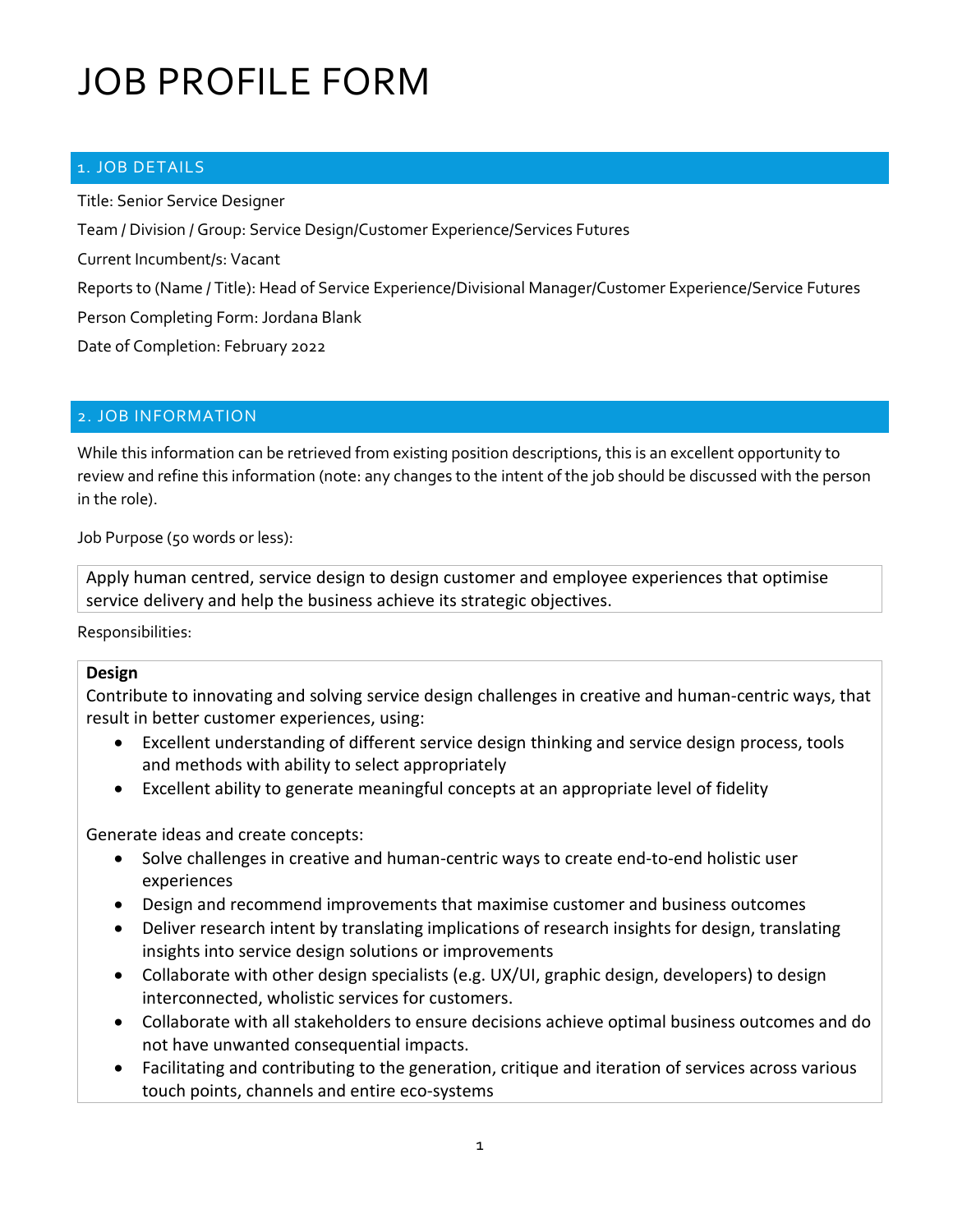# JOB PROFILE FORM

## 1. JOB DETAILS

Title: Senior Service Designer

Team / Division / Group: Service Design/Customer Experience/Services Futures

Current Incumbent/s: Vacant

Reports to (Name / Title): Head of Service Experience/Divisional Manager/Customer Experience/Service Futures

Person Completing Form: Jordana Blank

Date of Completion: February 2022

## 2. JOB INFORMATION

While this information can be retrieved from existing position descriptions, this is an excellent opportunity to review and refine this information (note: any changes to the intent of the job should be discussed with the person in the role).

Job Purpose (50 words or less):

Apply human centred, service design to design customer and employee experiences that optimise service delivery and help the business achieve its strategic objectives.

Responsibilities:

**Design**

Contribute to innovating and solving service design challenges in creative and human-centric ways, that result in better customer experiences, using:

- Excellent understanding of different service design thinking and service design process, tools and methods with ability to select appropriately
- Excellent ability to generate meaningful concepts at an appropriate level of fidelity

Generate ideas and create concepts:

- Solve challenges in creative and human-centric ways to create end-to-end holistic user experiences
- Design and recommend improvements that maximise customer and business outcomes
- Deliver research intent by translating implications of research insights for design, translating insights into service design solutions or improvements
- Collaborate with other design specialists (e.g. UX/UI, graphic design, developers) to design interconnected, wholistic services for customers.
- Collaborate with all stakeholders to ensure decisions achieve optimal business outcomes and do not have unwanted consequential impacts.
- Facilitating and contributing to the generation, critique and iteration of services across various touch points, channels and entire eco-systems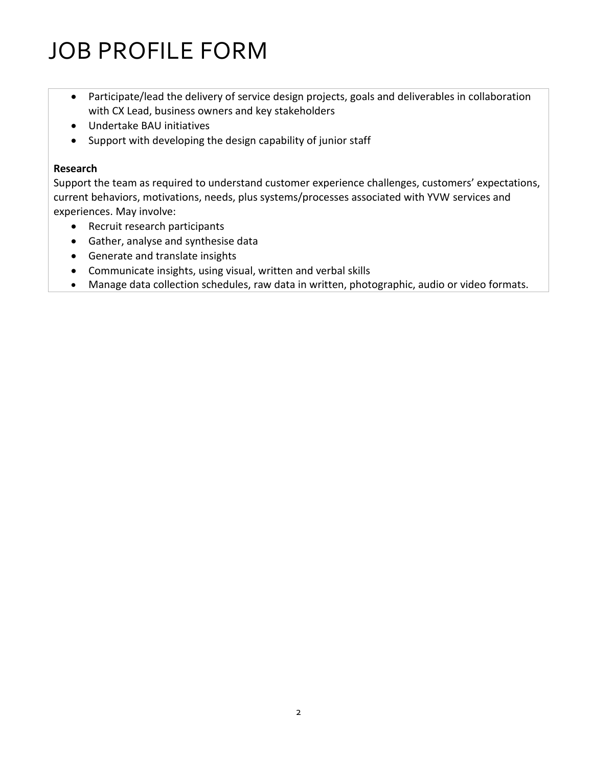# JOB PROFILE FORM

- Participate/lead the delivery of service design projects, goals and deliverables in collaboration with CX Lead, business owners and key stakeholders
- Undertake BAU initiatives
- Support with developing the design capability of junior staff

**Research**

Support the team as required to understand customer experience challenges, customers' expectations, current behaviors, motivations, needs, plus systems/processes associated with YVW services and experiences. May involve:

- Recruit research participants
- Gather, analyse and synthesise data
- Generate and translate insights
- Communicate insights, using visual, written and verbal skills
- Manage data collection schedules, raw data in written, photographic, audio or video formats.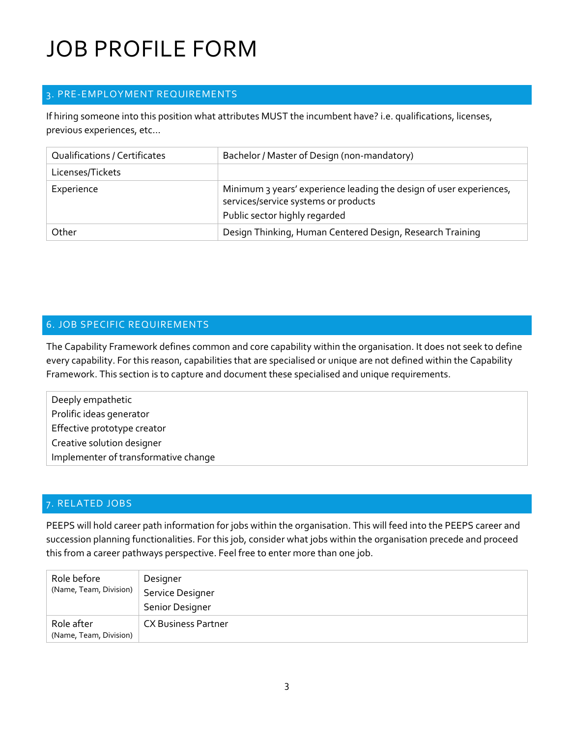# JOB PROFILE FORM

## 3. PRE-EMPLOYMENT REQUIREMENTS

If hiring someone into this position what attributes MUST the incumbent have? i.e. qualifications, licenses, previous experiences, etc…

| | |
|---|---|
| Qualifications / Certificates | Bachelor / Master of Design (non-mandatory) |
| Licenses/Tickets | |
| Experience | Minimum 3 years' experience leading the design of user experiences, services/service systems or products<br>Public sector highly regarded |
| Other | Design Thinking, Human Centered Design, Research Training |

## 6. JOB SPECIFIC REQUIREMENTS

The Capability Framework defines common and core capability within the organisation. It does not seek to define every capability. For this reason, capabilities that are specialised or unique are not defined within the Capability Framework. This section is to capture and document these specialised and unique requirements.

Deeply empathetic
Prolific ideas generator
Effective prototype creator
Creative solution designer
Implementer of transformative change

## 7. RELATED JOBS

PEEPS will hold career path information for jobs within the organisation. This will feed into the PEEPS career and succession planning functionalities. For this job, consider what jobs within the organisation precede and proceed this from a career pathways perspective. Feel free to enter more than one job.

| | |
|---|---|
| Role before (Name, Team, Division) | Designer<br>Service Designer<br>Senior Designer |
| Role after (Name, Team, Division) | CX Business Partner |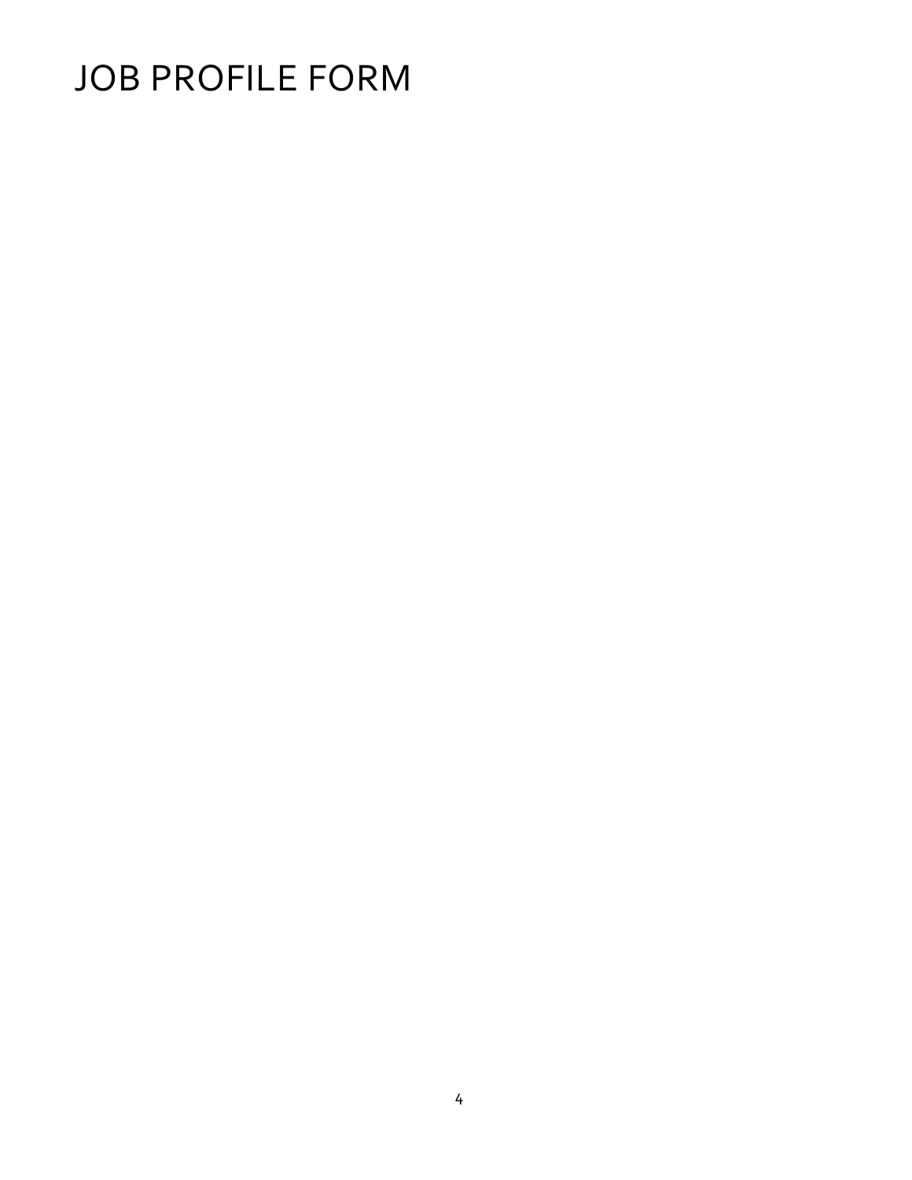# JOB PROFILE FORM